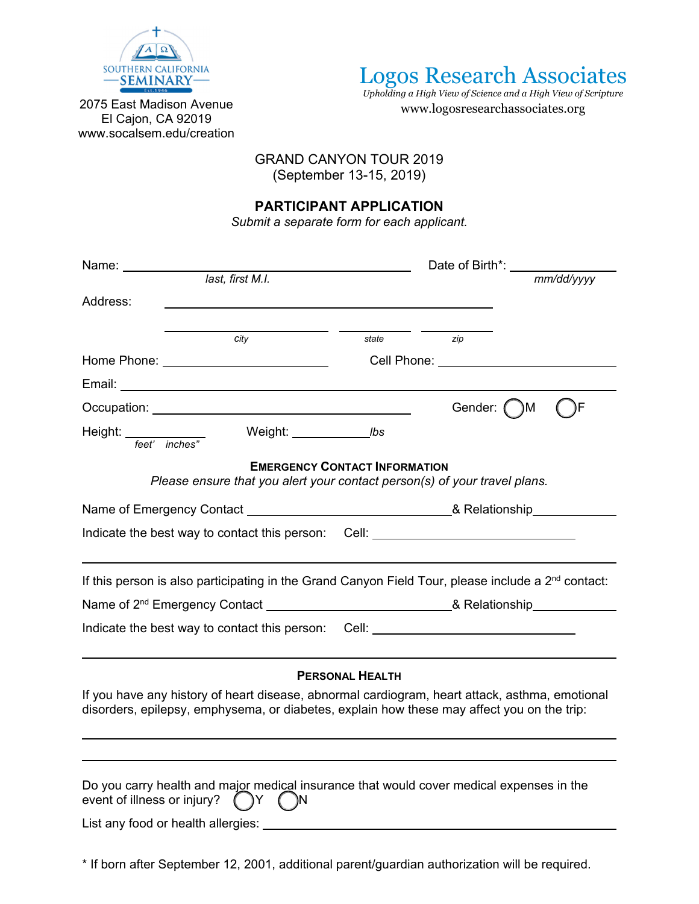SOUTHERN CALIFORNIA SEMINARY
Est. 1946

2075 East Madison Avenue
El Cajon, CA 92019
www.socalsem.edu/creation

Logos Research Associates
*Upholding a High View of Science and a High View of Scripture*
www.logosresearchassociates.org

GRAND CANYON TOUR 2019
(September 13-15, 2019)

## PARTICIPANT APPLICATION

*Submit a separate form for each applicant.*

Name: ______________________________ Date of Birth*: ______________
*last, first M.I.* *mm/dd/yyyy*

Address: ______________________________

______________ ________ ________
*city* *state* *zip*

Home Phone: ______________ Cell Phone: ______________

Email: ______________________________

Occupation: ______________________ Gender: ◯M ◯F

Height: __________ Weight: __________*lbs*
*feet' inches"*

### EMERGENCY CONTACT INFORMATION

*Please ensure that you alert your contact person(s) of your travel plans.*

Name of Emergency Contact ______________________ & Relationship__________

Indicate the best way to contact this person: Cell: ______________________

______________________________________________

If this person is also participating in the Grand Canyon Field Tour, please include a 2nd contact:

Name of 2nd Emergency Contact ______________________ & Relationship__________

Indicate the best way to contact this person: Cell: ______________________

______________________________________________

### PERSONAL HEALTH

If you have any history of heart disease, abnormal cardiogram, heart attack, asthma, emotional disorders, epilepsy, emphysema, or diabetes, explain how these may affect you on the trip:

______________________________________________

______________________________________________

Do you carry health and major medical insurance that would cover medical expenses in the event of illness or injury? ◯Y ◯N

List any food or health allergies: ______________________________

\* If born after September 12, 2001, additional parent/guardian authorization will be required.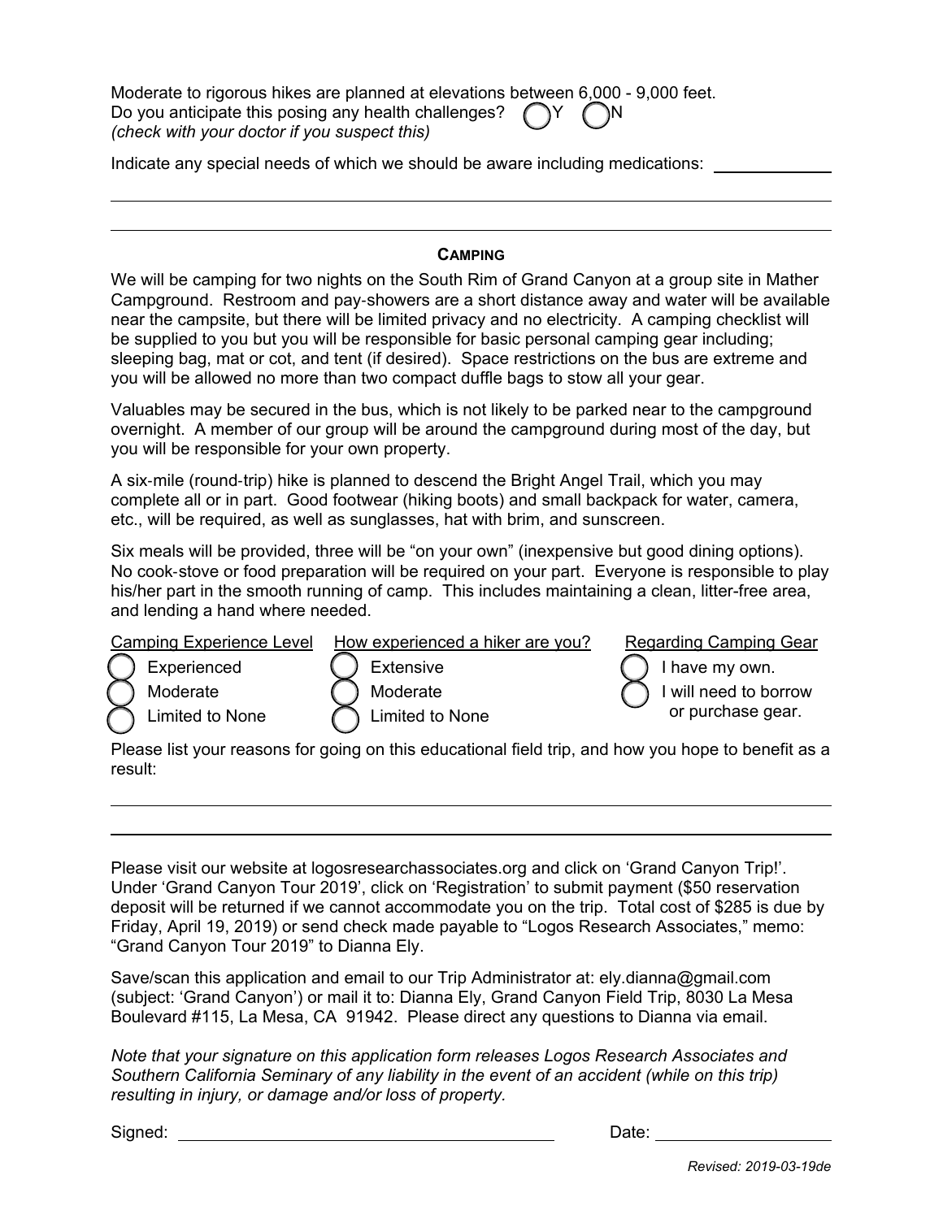Moderate to rigorous hikes are planned at elevations between 6,000 - 9,000 feet.
Do you anticipate this posing any health challenges? ◯ Y ◯ N
*(check with your doctor if you suspect this)*

Indicate any special needs of which we should be aware including medications: ____________

______________________________________________________________________

______________________________________________________________________

## CAMPING

We will be camping for two nights on the South Rim of Grand Canyon at a group site in Mather Campground. Restroom and pay-showers are a short distance away and water will be available near the campsite, but there will be limited privacy and no electricity. A camping checklist will be supplied to you but you will be responsible for basic personal camping gear including; sleeping bag, mat or cot, and tent (if desired). Space restrictions on the bus are extreme and you will be allowed no more than two compact duffle bags to stow all your gear.

Valuables may be secured in the bus, which is not likely to be parked near to the campground overnight. A member of our group will be around the campground during most of the day, but you will be responsible for your own property.

A six-mile (round-trip) hike is planned to descend the Bright Angel Trail, which you may complete all or in part. Good footwear (hiking boots) and small backpack for water, camera, etc., will be required, as well as sunglasses, hat with brim, and sunscreen.

Six meals will be provided, three will be "on your own" (inexpensive but good dining options). No cook-stove or food preparation will be required on your part. Everyone is responsible to play his/her part in the smooth running of camp. This includes maintaining a clean, litter-free area, and lending a hand where needed.

| Camping Experience Level | How experienced a hiker are you? | Regarding Camping Gear |
| --- | --- | --- |
| ◯ Experienced | ◯ Extensive | ◯ I have my own. |
| ◯ Moderate | ◯ Moderate | ◯ I will need to borrow or purchase gear. |
| ◯ Limited to None | ◯ Limited to None | |

Please list your reasons for going on this educational field trip, and how you hope to benefit as a result:

______________________________________________________________________

______________________________________________________________________

Please visit our website at logosresearchassociates.org and click on 'Grand Canyon Trip!'. Under 'Grand Canyon Tour 2019', click on 'Registration' to submit payment ($50 reservation deposit will be returned if we cannot accommodate you on the trip. Total cost of $285 is due by Friday, April 19, 2019) or send check made payable to "Logos Research Associates," memo: "Grand Canyon Tour 2019" to Dianna Ely.

Save/scan this application and email to our Trip Administrator at: ely.dianna@gmail.com (subject: 'Grand Canyon') or mail it to: Dianna Ely, Grand Canyon Field Trip, 8030 La Mesa Boulevard #115, La Mesa, CA 91942. Please direct any questions to Dianna via email.

*Note that your signature on this application form releases Logos Research Associates and Southern California Seminary of any liability in the event of an accident (while on this trip) resulting in injury, or damage and/or loss of property.*

Signed: ________________________________ Date: ________________

*Revised: 2019-03-19de*